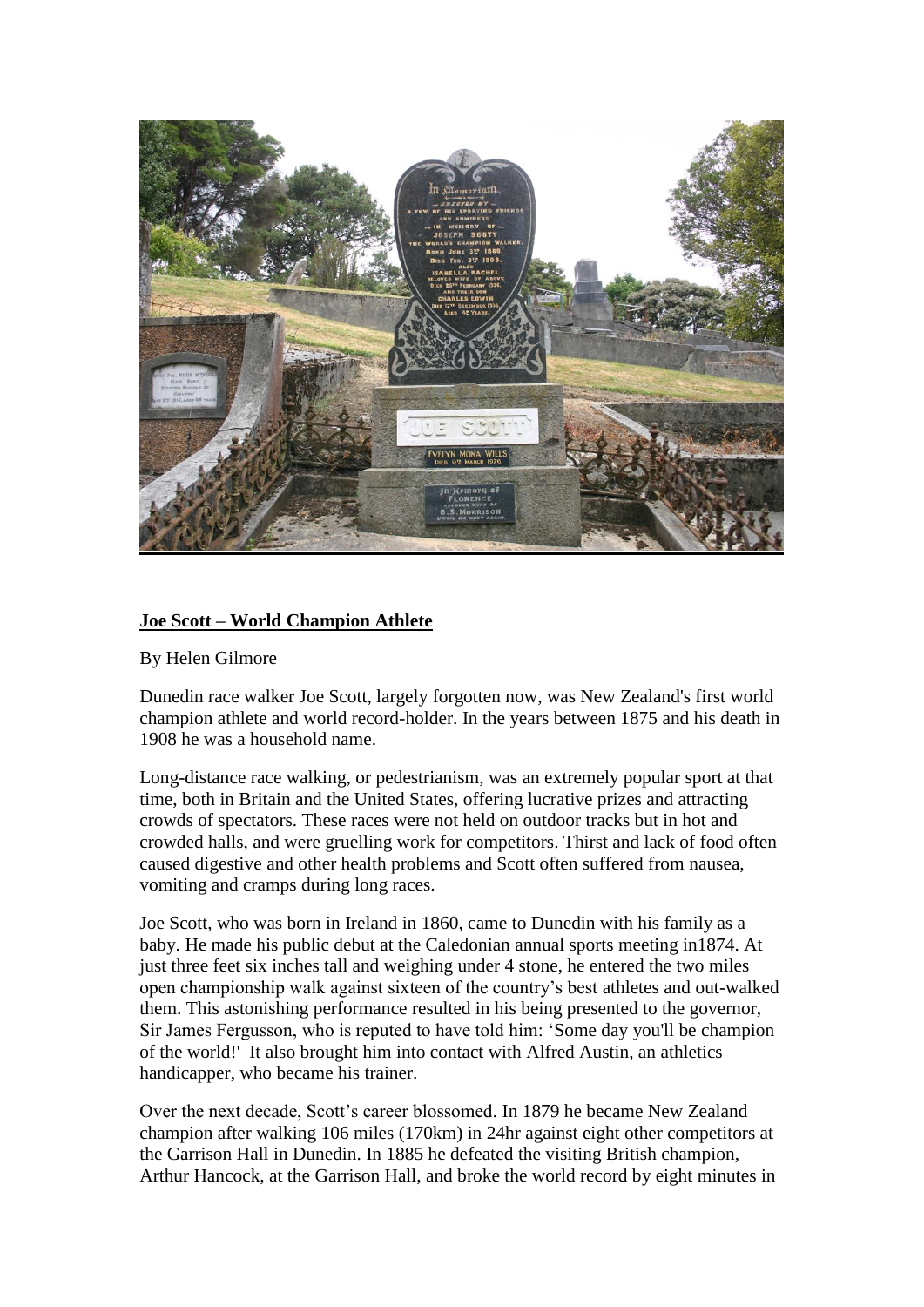**Joe Scott – World Champion Athlete**

By Helen Gilmore

Dunedin race walker Joe Scott, largely forgotten now, was New Zealand's first world champion athlete and world record-holder. In the years between 1875 and his death in 1908 he was a household name.

Long-distance race walking, or pedestrianism, was an extremely popular sport at that time, both in Britain and the United States, offering lucrative prizes and attracting crowds of spectators. These races were not held on outdoor tracks but in hot and crowded halls, and were gruelling work for competitors. Thirst and lack of food often caused digestive and other health problems and Scott often suffered from nausea, vomiting and cramps during long races.

Joe Scott, who was born in Ireland in 1860, came to Dunedin with his family as a baby. He made his public debut at the Caledonian annual sports meeting in1874. At just three feet six inches tall and weighing under 4 stone, he entered the two miles open championship walk against sixteen of the country's best athletes and out-walked them. This astonishing performance resulted in his being presented to the governor, Sir James Fergusson, who is reputed to have told him: 'Some day you'll be champion of the world!' It also brought him into contact with Alfred Austin, an athletics handicapper, who became his trainer.

Over the next decade, Scott's career blossomed. In 1879 he became New Zealand champion after walking 106 miles (170km) in 24hr against eight other competitors at the Garrison Hall in Dunedin. In 1885 he defeated the visiting British champion, Arthur Hancock, at the Garrison Hall, and broke the world record by eight minutes in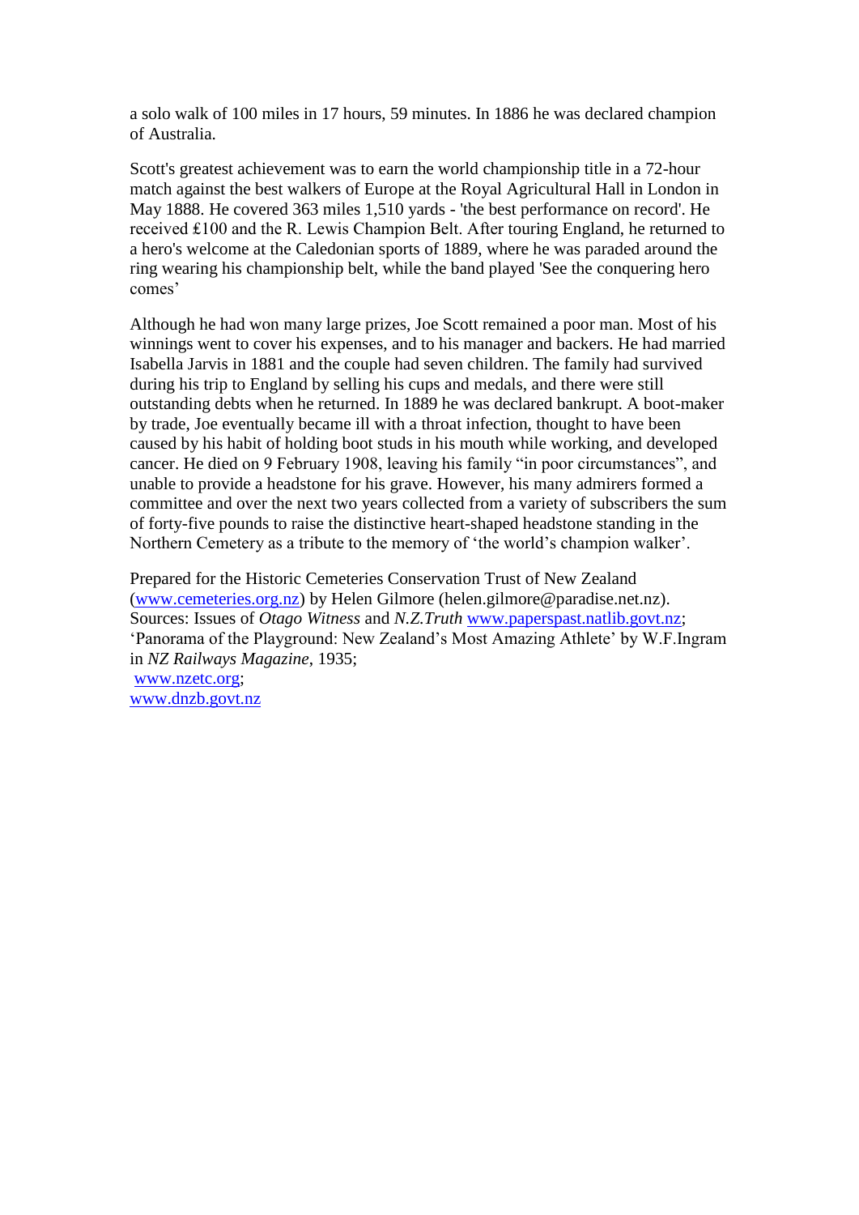a solo walk of 100 miles in 17 hours, 59 minutes. In 1886 he was declared champion of Australia.

Scott's greatest achievement was to earn the world championship title in a 72-hour match against the best walkers of Europe at the Royal Agricultural Hall in London in May 1888. He covered 363 miles 1,510 yards - 'the best performance on record'. He received ₤100 and the R. Lewis Champion Belt. After touring England, he returned to a hero's welcome at the Caledonian sports of 1889, where he was paraded around the ring wearing his championship belt, while the band played 'See the conquering hero comes'

Although he had won many large prizes, Joe Scott remained a poor man. Most of his winnings went to cover his expenses, and to his manager and backers. He had married Isabella Jarvis in 1881 and the couple had seven children. The family had survived during his trip to England by selling his cups and medals, and there were still outstanding debts when he returned. In 1889 he was declared bankrupt. A boot-maker by trade, Joe eventually became ill with a throat infection, thought to have been caused by his habit of holding boot studs in his mouth while working, and developed cancer. He died on 9 February 1908, leaving his family "in poor circumstances", and unable to provide a headstone for his grave. However, his many admirers formed a committee and over the next two years collected from a variety of subscribers the sum of forty-five pounds to raise the distinctive heart-shaped headstone standing in the Northern Cemetery as a tribute to the memory of 'the world's champion walker'.

Prepared for the Historic Cemeteries Conservation Trust of New Zealand ([www.cemeteries.org.nz](http://www.cemeteries.org.nz)) by Helen Gilmore (helen.gilmore@paradise.net.nz). Sources: Issues of *Otago Witness* and *N.Z.Truth* [www.paperspast.natlib.govt.nz](http://www.paperspast.natlib.govt.nz); 'Panorama of the Playground: New Zealand's Most Amazing Athlete' by W.F.Ingram in *NZ Railways Magazine*, 1935;
[www.nzetc.org](http://www.nzetc.org);
[www.dnzb.govt.nz](http://www.dnzb.govt.nz)